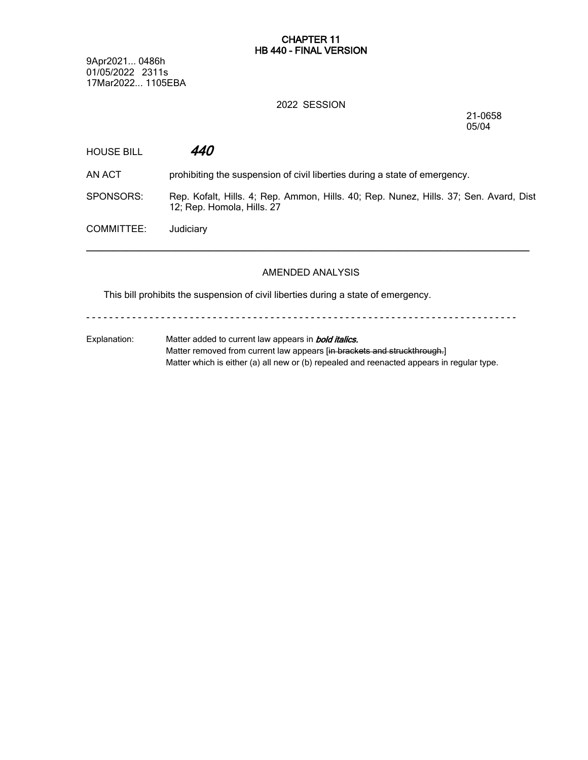# CHAPTER 11
## HB 440 - FINAL VERSION

9Apr2021... 0486h
01/05/2022 2311s
17Mar2022... 1105EBA

2022 SESSION

21-0658
05/04

HOUSE BILL ***440***

AN ACT prohibiting the suspension of civil liberties during a state of emergency.

SPONSORS: Rep. Kofalt, Hills. 4; Rep. Ammon, Hills. 40; Rep. Nunez, Hills. 37; Sen. Avard, Dist 12; Rep. Homola, Hills. 27

COMMITTEE: Judiciary

---

AMENDED ANALYSIS

This bill prohibits the suspension of civil liberties during a state of emergency.

- - - - - - - - - - - - - - - - - - - - - - - - - - - - - - - - - - - - - - - - - - - - - - - - - - - - - - - - - - - -

Explanation: Matter added to current law appears in ***bold italics.***
Matter removed from current law appears [~~in brackets and struckthrough.~~]
Matter which is either (a) all new or (b) repealed and reenacted appears in regular type.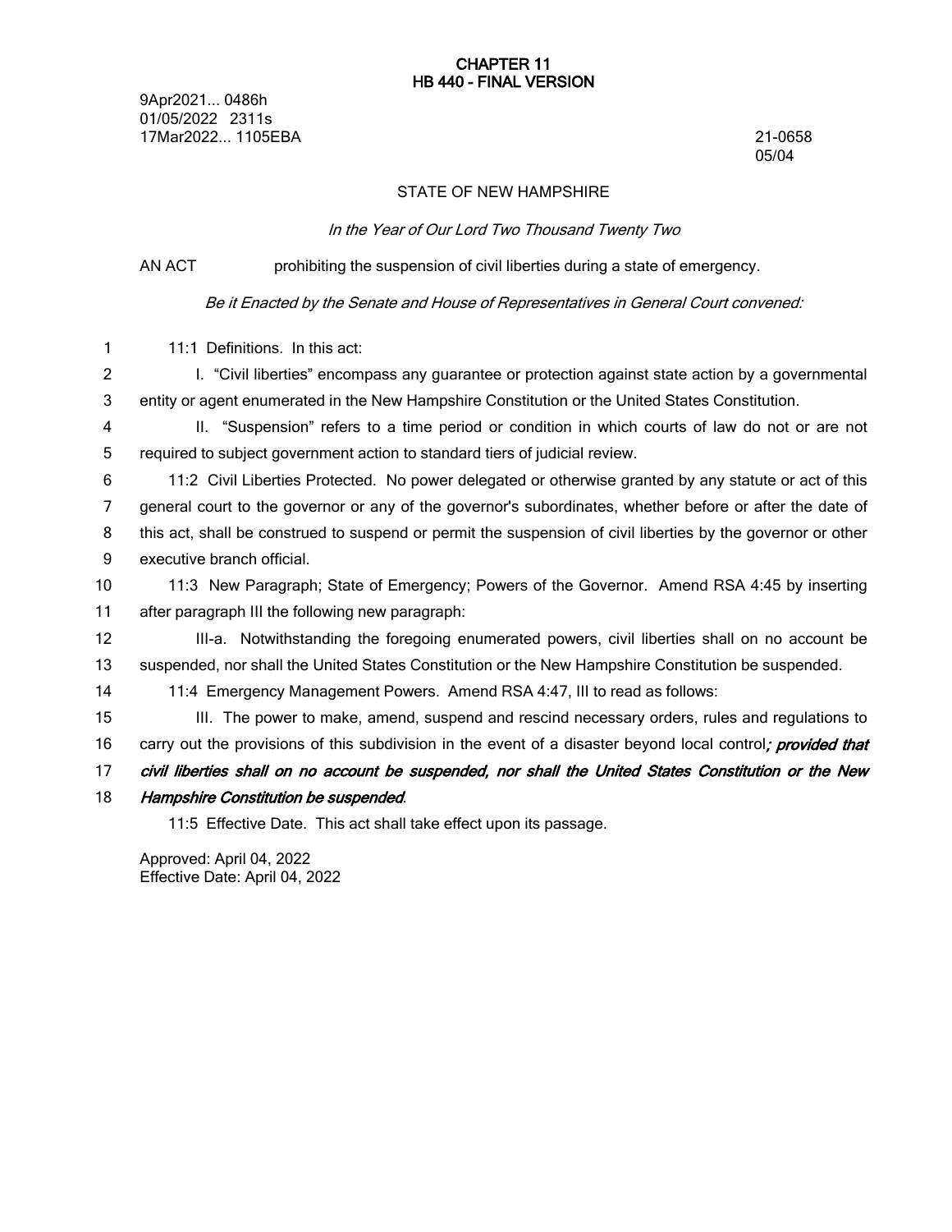# CHAPTER 11
# HB 440 - FINAL VERSION

9Apr2021... 0486h
01/05/2022 2311s
17Mar2022... 1105EBA

21-0658
05/04

STATE OF NEW HAMPSHIRE

*In the Year of Our Lord Two Thousand Twenty Two*

AN ACT prohibiting the suspension of civil liberties during a state of emergency.

*Be it Enacted by the Senate and House of Representatives in General Court convened:*

1 11:1 Definitions. In this act:

2 I. "Civil liberties" encompass any guarantee or protection against state action by a governmental
3 entity or agent enumerated in the New Hampshire Constitution or the United States Constitution.

4 II. "Suspension" refers to a time period or condition in which courts of law do not or are not
5 required to subject government action to standard tiers of judicial review.

6 11:2 Civil Liberties Protected. No power delegated or otherwise granted by any statute or act of this
7 general court to the governor or any of the governor's subordinates, whether before or after the date of
8 this act, shall be construed to suspend or permit the suspension of civil liberties by the governor or other
9 executive branch official.

10 11:3 New Paragraph; State of Emergency; Powers of the Governor. Amend RSA 4:45 by inserting
11 after paragraph III the following new paragraph:

12 III-a. Notwithstanding the foregoing enumerated powers, civil liberties shall on no account be
13 suspended, nor shall the United States Constitution or the New Hampshire Constitution be suspended.

14 11:4 Emergency Management Powers. Amend RSA 4:47, III to read as follows:

15 III. The power to make, amend, suspend and rescind necessary orders, rules and regulations to
16 carry out the provisions of this subdivision in the event of a disaster beyond local control***; provided that***
17 ***civil liberties shall on no account be suspended, nor shall the United States Constitution or the New***
18 ***Hampshire Constitution be suspended***.

11:5 Effective Date. This act shall take effect upon its passage.

Approved: April 04, 2022
Effective Date: April 04, 2022